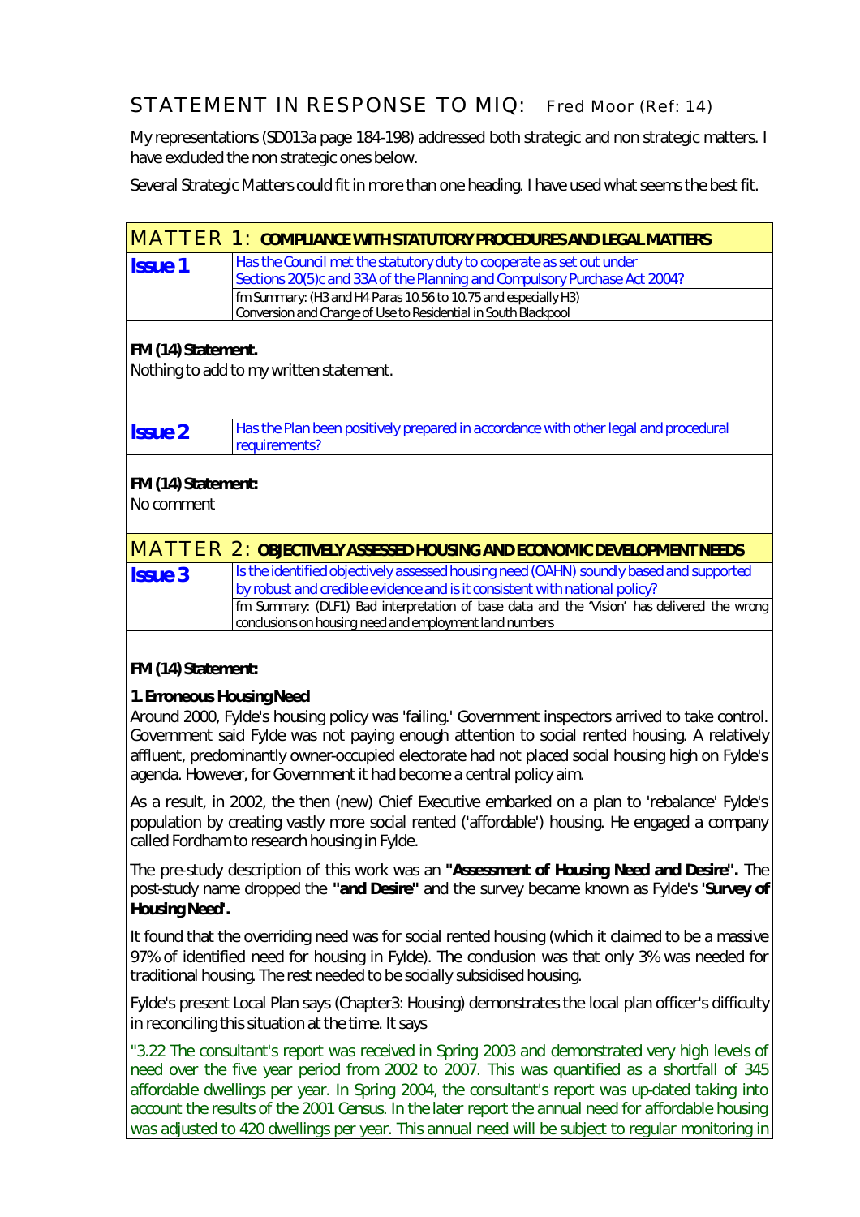## STATEMENT IN RESPONSE TO MIQ: Fred Moor (Ref: 14)

My representations (SD013a page 184-198) addressed both strategic and non strategic matters. I have excluded the non strategic ones below.

Several Strategic Matters could fit in more than one heading. I have used what seems the best fit.

## MATTER 1: COMPLIANCE WITH STATUTORY PROCEDURES AND LEGAL MATTERS

| **Issue 1** | Has the Council met the statutory duty to cooperate as set out under Sections 20(5)c and 33A of the Planning and Compulsory Purchase Act 2004? |
|---|---|
| | fm Summary: (H3 and H4 Paras 10.56 to 10.75 and especially H3) Conversion and Change of Use to Residential in South Blackpool |

**FM (14) Statement.**
Nothing to add to my written statement.

| **Issue 2** | Has the Plan been positively prepared in accordance with other legal and procedural requirements? |
|---|---|

**FM (14) Statement:**
No comment

## MATTER 2: OBJECTIVELY ASSESSED HOUSING AND ECONOMIC DEVELOPMENT NEEDS

| **Issue 3** | Is the identified objectively assessed housing need (OAHN) soundly based and supported by robust and credible evidence and is it consistent with national policy? |
|---|---|
| | fm Summary: (DLF1) Bad interpretation of base data and the 'Vision' has delivered the wrong conclusions on housing need and employment land numbers |

**FM (14) Statement:**

**1. Erroneous Housing Need**

Around 2000, Fylde's housing policy was 'failing.' Government inspectors arrived to take control. Government said Fylde was not paying enough attention to social rented housing. A relatively affluent, predominantly owner-occupied electorate had not placed social housing high on Fylde's agenda. However, for Government it had become a central policy aim.

As a result, in 2002, the then (new) Chief Executive embarked on a plan to 'rebalance' Fylde's population by creating vastly more social rented ('affordable') housing. He engaged a company called Fordham to research housing in Fylde.

The pre-study description of this work was an **"Assessment of Housing Need and Desire".** The post-study name dropped the **"and Desire"** and the survey became known as Fylde's **'Survey of Housing Need'.**

It found that the overriding need was for social rented housing (which it claimed to be a massive 97% of identified need for housing in Fylde). The conclusion was that only 3% was needed for traditional housing. The rest needed to be socially subsidised housing.

Fylde's present Local Plan says (Chapter3: Housing) demonstrates the local plan officer's difficulty in reconciling this situation at the time. It says

"3.22 The consultant's report was received in Spring 2003 and demonstrated very high levels of need over the five year period from 2002 to 2007. This was quantified as a shortfall of 345 affordable dwellings per year. In Spring 2004, the consultant's report was up-dated taking into account the results of the 2001 Census. In the later report the annual need for affordable housing was adjusted to 420 dwellings per year. This annual need will be subject to regular monitoring in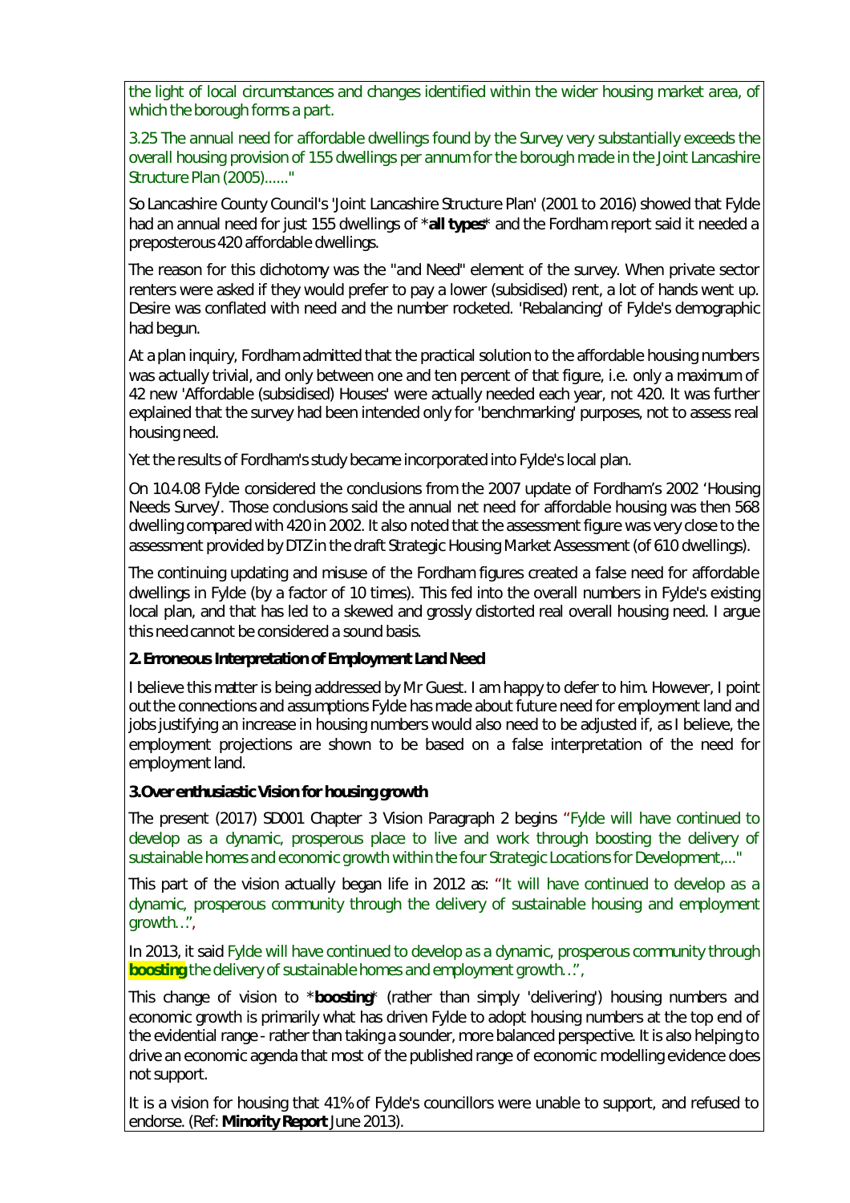the light of local circumstances and changes identified within the wider housing market area, of which the borough forms a part.

3.25 The annual need for affordable dwellings found by the Survey very substantially exceeds the overall housing provision of 155 dwellings per annum for the borough made in the Joint Lancashire Structure Plan (2005)......"

So Lancashire County Council's 'Joint Lancashire Structure Plan' (2001 to 2016) showed that Fylde had an annual need for just 155 dwellings of ***all types*** and the Fordham report said it needed a preposterous 420 affordable dwellings.

The reason for this dichotomy was the "and Need" element of the survey. When private sector renters were asked if they would prefer to pay a lower (subsidised) rent, a lot of hands went up. Desire was conflated with need and the number rocketed. 'Rebalancing' of Fylde's demographic had begun.

At a plan inquiry, Fordham admitted that the practical solution to the affordable housing numbers was actually trivial, and only between one and ten percent of that figure, i.e. only a maximum of 42 new 'Affordable (subsidised) Houses' were actually needed each year, not 420. It was further explained that the survey had been intended only for 'benchmarking' purposes, not to assess real housing need.

Yet the results of Fordham's study became incorporated into Fylde's local plan.

On 10.4.08 Fylde considered the conclusions from the 2007 update of Fordham's 2002 'Housing Needs Survey'. Those conclusions said the annual net need for affordable housing was then 568 dwelling compared with 420 in 2002. It also noted that the assessment figure was very close to the assessment provided by DTZ in the draft Strategic Housing Market Assessment (of 610 dwellings).

The continuing updating and misuse of the Fordham figures created a false need for affordable dwellings in Fylde (by a factor of 10 times). This fed into the overall numbers in Fylde's existing local plan, and that has led to a skewed and grossly distorted real overall housing need. I argue this need cannot be considered a sound basis.

**2. Erroneous Interpretation of Employment Land Need**

I believe this matter is being addressed by Mr Guest. I am happy to defer to him. However, I point out the connections and assumptions Fylde has made about future need for employment land and jobs justifying an increase in housing numbers would also need to be adjusted if, as I believe, the employment projections are shown to be based on a false interpretation of the need for employment land.

**3. Over enthusiastic Vision for housing growth**

The present (2017) SD001 Chapter 3 Vision Paragraph 2 begins "Fylde will have continued to develop as a dynamic, prosperous place to live and work through boosting the delivery of sustainable homes and economic growth within the four Strategic Locations for Development,..."

This part of the vision actually began life in 2012 as: "It will have continued to develop as a dynamic, prosperous community through the delivery of sustainable housing and employment growth…",

In 2013, it said Fylde will have continued to develop as a dynamic, prosperous community through **boosting** the delivery of sustainable homes and employment growth…",

This change of vision to ***boosting*** (rather than simply 'delivering') housing numbers and economic growth is primarily what has driven Fylde to adopt housing numbers at the top end of the evidential range - rather than taking a sounder, more balanced perspective. It is also helping to drive an economic agenda that most of the published range of economic modelling evidence does not support.

It is a vision for housing that 41% of Fylde's councillors were unable to support, and refused to endorse. (Ref: **Minority Report** June 2013).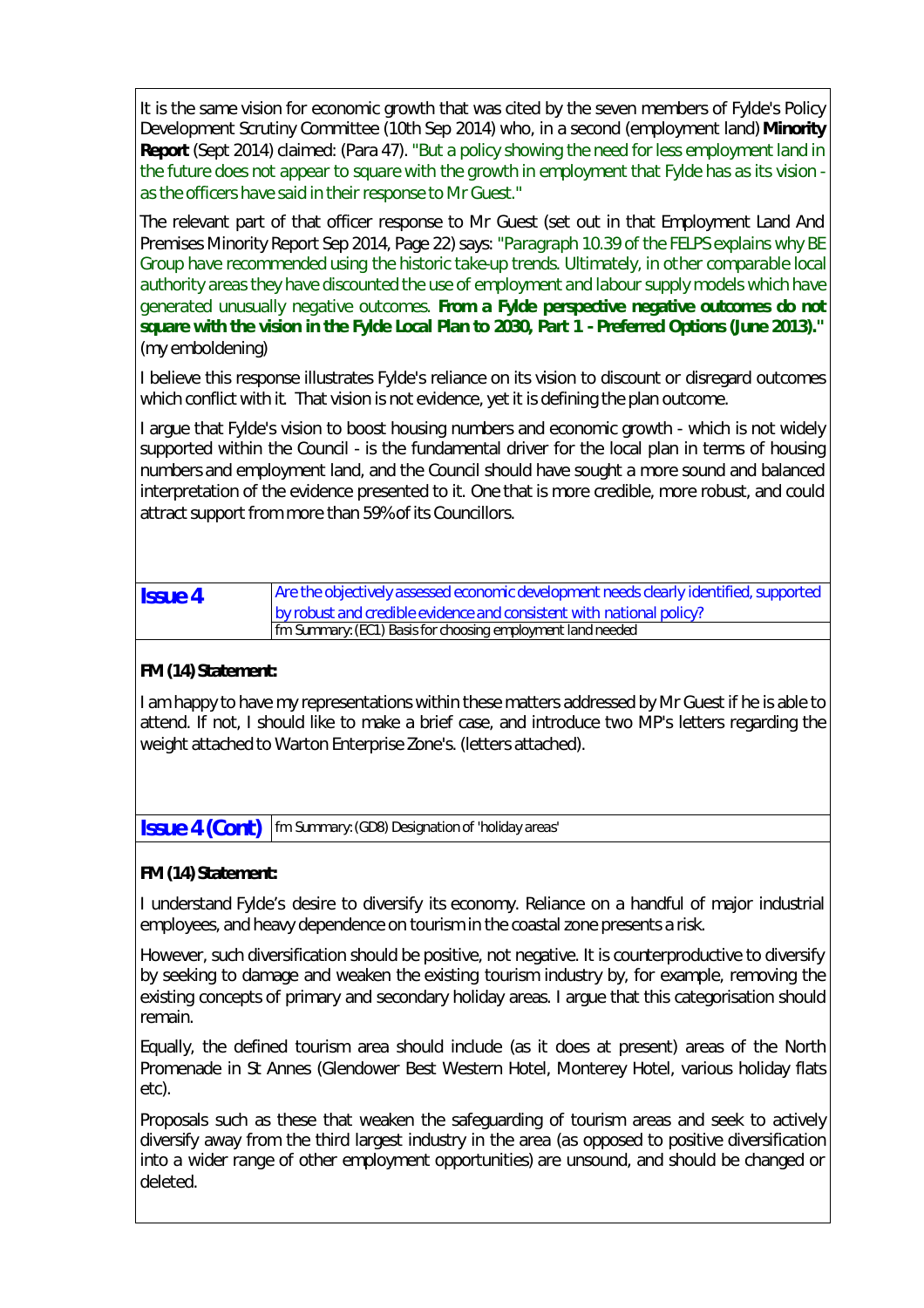It is the same vision for economic growth that was cited by the seven members of Fylde's Policy Development Scrutiny Committee (10th Sep 2014) who, in a second (employment land) **Minority Report** (Sept 2014) claimed: (Para 47). "But a policy showing the need for less employment land in the future does not appear to square with the growth in employment that Fylde has as its vision - as the officers have said in their response to Mr Guest."

The relevant part of that officer response to Mr Guest (set out in that Employment Land And Premises Minority Report Sep 2014, Page 22) says: "Paragraph 10.39 of the FELPS explains why BE Group have recommended using the historic take-up trends. Ultimately, in other comparable local authority areas they have discounted the use of employment and labour supply models which have generated unusually negative outcomes. **From a Fylde perspective negative outcomes do not square with the vision in the Fylde Local Plan to 2030, Part 1 - Preferred Options (June 2013)."** (my emboldening)

I believe this response illustrates Fylde's reliance on its vision to discount or disregard outcomes which conflict with it. That vision is not evidence, yet it is defining the plan outcome.

I argue that Fylde's vision to boost housing numbers and economic growth - which is not widely supported within the Council - is the fundamental driver for the local plan in terms of housing numbers and employment land, and the Council should have sought a more sound and balanced interpretation of the evidence presented to it. One that is more credible, more robust, and could attract support from more than 59% of its Councillors.

| **Issue 4** | Are the objectively assessed economic development needs clearly identified, supported by robust and credible evidence and consistent with national policy? |
|---|---|
| | fm Summary: (EC1) Basis for choosing employment land needed |

**FM (14) Statement:**

I am happy to have my representations within these matters addressed by Mr Guest if he is able to attend. If not, I should like to make a brief case, and introduce two MP's letters regarding the weight attached to Warton Enterprise Zone's. (letters attached).

| **Issue 4 (Cont)** | fm Summary: (GD8) Designation of 'holiday areas' |
|---|---|

**FM (14) Statement:**

I understand Fylde's desire to diversify its economy. Reliance on a handful of major industrial employees, and heavy dependence on tourism in the coastal zone presents a risk.

However, such diversification should be positive, not negative. It is counterproductive to diversify by seeking to damage and weaken the existing tourism industry by, for example, removing the existing concepts of primary and secondary holiday areas. I argue that this categorisation should remain.

Equally, the defined tourism area should include (as it does at present) areas of the North Promenade in St Annes (Glendower Best Western Hotel, Monterey Hotel, various holiday flats etc).

Proposals such as these that weaken the safeguarding of tourism areas and seek to actively diversify away from the third largest industry in the area (as opposed to positive diversification into a wider range of other employment opportunities) are unsound, and should be changed or deleted.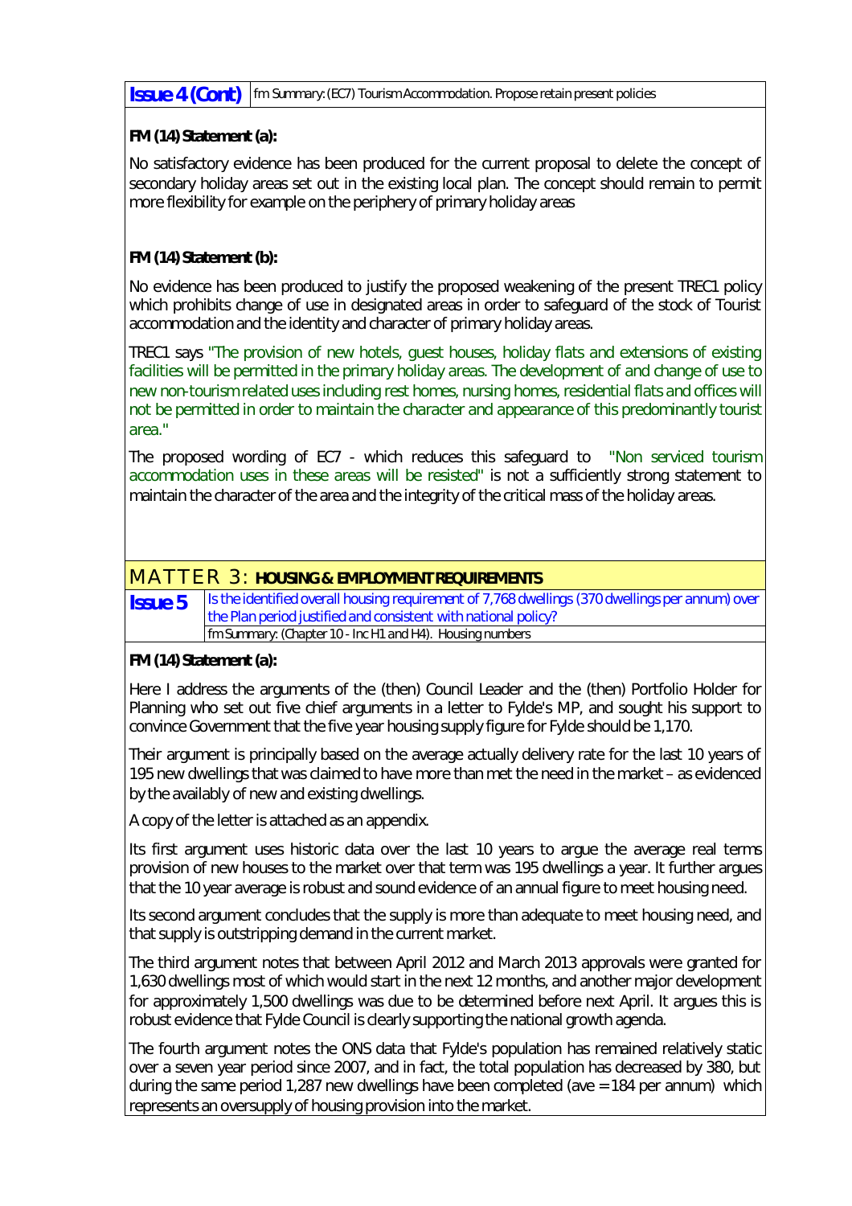| **Issue 4 (Cont)** | fm Summary: (EC7) Tourism Accommodation. Propose retain present policies |
|---|---|

**FM (14) Statement (a):**

No satisfactory evidence has been produced for the current proposal to delete the concept of secondary holiday areas set out in the existing local plan. The concept should remain to permit more flexibility for example on the periphery of primary holiday areas

**FM (14) Statement (b):**

No evidence has been produced to justify the proposed weakening of the present TREC1 policy which prohibits change of use in designated areas in order to safeguard of the stock of Tourist accommodation and the identity and character of primary holiday areas.

TREC1 says "The provision of new hotels, guest houses, holiday flats and extensions of existing facilities will be permitted in the primary holiday areas. The development of and change of use to new non-tourism related uses including rest homes, nursing homes, residential flats and offices will not be permitted in order to maintain the character and appearance of this predominantly tourist area."

The proposed wording of EC7 - which reduces this safeguard to "Non serviced tourism accommodation uses in these areas will be resisted" is not a sufficiently strong statement to maintain the character of the area and the integrity of the critical mass of the holiday areas.

## MATTER 3: HOUSING & EMPLOYMENT REQUIREMENTS

| **Issue 5** | Is the identified overall housing requirement of 7,768 dwellings (370 dwellings per annum) over the Plan period justified and consistent with national policy? |
|---|---|
| | fm Summary: (Chapter 10 - Inc H1 and H4). Housing numbers |

**FM (14) Statement (a):**

Here I address the arguments of the (then) Council Leader and the (then) Portfolio Holder for Planning who set out five chief arguments in a letter to Fylde's MP, and sought his support to convince Government that the five year housing supply figure for Fylde should be 1,170.

Their argument is principally based on the average actually delivery rate for the last 10 years of 195 new dwellings that was claimed to have more than met the need in the market – as evidenced by the availably of new and existing dwellings.

A copy of the letter is attached as an appendix.

Its first argument uses historic data over the last 10 years to argue the average real terms provision of new houses to the market over that term was 195 dwellings a year. It further argues that the 10 year average is robust and sound evidence of an annual figure to meet housing need.

Its second argument concludes that the supply is more than adequate to meet housing need, and that supply is outstripping demand in the current market.

The third argument notes that between April 2012 and March 2013 approvals were granted for 1,630 dwellings most of which would start in the next 12 months, and another major development for approximately 1,500 dwellings was due to be determined before next April. It argues this is robust evidence that Fylde Council is clearly supporting the national growth agenda.

The fourth argument notes the ONS data that Fylde's population has remained relatively static over a seven year period since 2007, and in fact, the total population has decreased by 380, but during the same period 1,287 new dwellings have been completed (ave = 184 per annum) which represents an oversupply of housing provision into the market.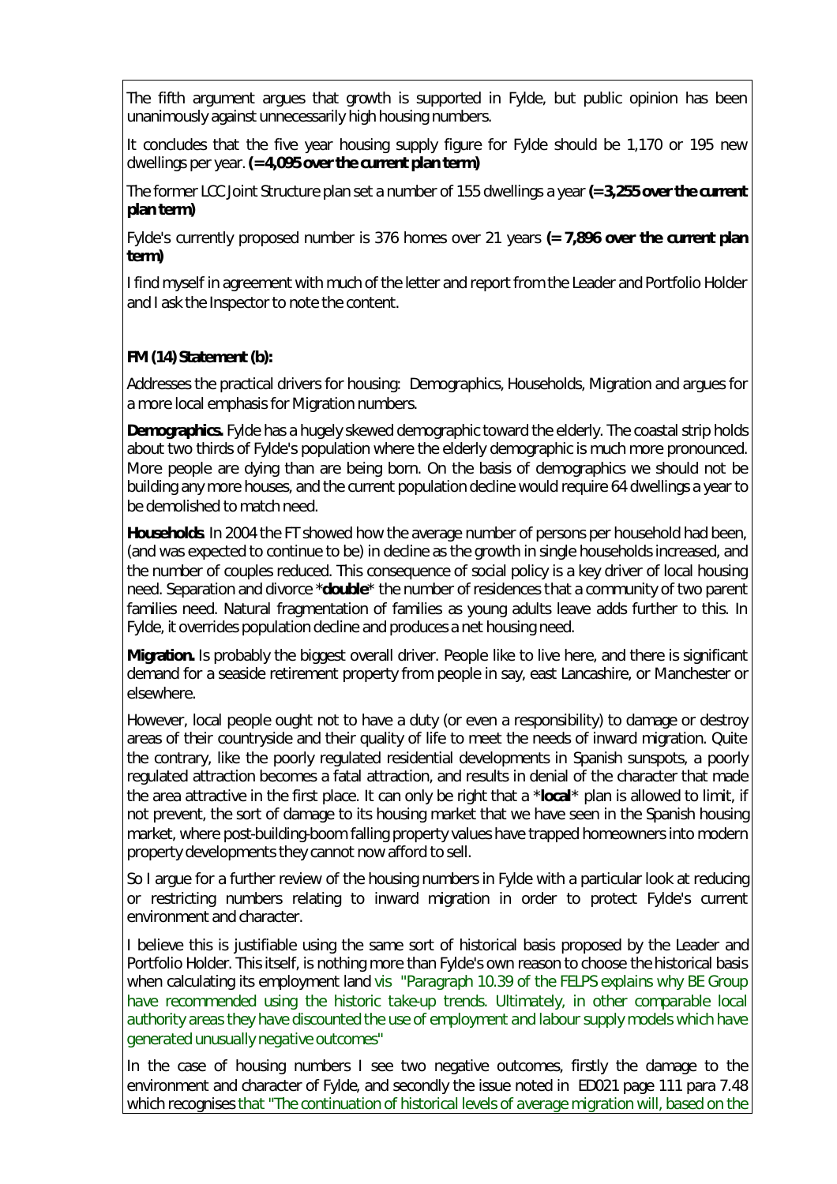The fifth argument argues that growth is supported in Fylde, but public opinion has been unanimously against unnecessarily high housing numbers.

It concludes that the five year housing supply figure for Fylde should be 1,170 or 195 new dwellings per year. **(= 4,095 over the current plan term)**

The former LCC Joint Structure plan set a number of 155 dwellings a year **(= 3,255 over the current plan term)**

Fylde's currently proposed number is 376 homes over 21 years **(= 7,896 over the current plan term)**

I find myself in agreement with much of the letter and report from the Leader and Portfolio Holder and I ask the Inspector to note the content.

**FM (14) Statement (b):**

Addresses the practical drivers for housing: Demographics, Households, Migration and argues for a more local emphasis for Migration numbers.

**Demographics.** Fylde has a hugely skewed demographic toward the elderly. The coastal strip holds about two thirds of Fylde's population where the elderly demographic is much more pronounced. More people are dying than are being born. On the basis of demographics we should not be building any more houses, and the current population decline would require 64 dwellings a year to be demolished to match need.

**Households**. In 2004 the FT showed how the average number of persons per household had been, (and was expected to continue to be) in decline as the growth in single households increased, and the number of couples reduced. This consequence of social policy is a key driver of local housing need. Separation and divorce \***double**\* the number of residences that a community of two parent families need. Natural fragmentation of families as young adults leave adds further to this. In Fylde, it overrides population decline and produces a net housing need.

**Migration.** Is probably the biggest overall driver. People like to live here, and there is significant demand for a seaside retirement property from people in say, east Lancashire, or Manchester or elsewhere.

However, local people ought not to have a duty (or even a responsibility) to damage or destroy areas of their countryside and their quality of life to meet the needs of inward migration. Quite the contrary, like the poorly regulated residential developments in Spanish sunspots, a poorly regulated attraction becomes a fatal attraction, and results in denial of the character that made the area attractive in the first place. It can only be right that a \***local**\* plan is allowed to limit, if not prevent, the sort of damage to its housing market that we have seen in the Spanish housing market, where post-building-boom falling property values have trapped homeowners into modern property developments they cannot now afford to sell.

So I argue for a further review of the housing numbers in Fylde with a particular look at reducing or restricting numbers relating to inward migration in order to protect Fylde's current environment and character.

I believe this is justifiable using the same sort of historical basis proposed by the Leader and Portfolio Holder. This itself, is nothing more than Fylde's own reason to choose the historical basis when calculating its employment land vis "Paragraph 10.39 of the FELPS explains why BE Group have recommended using the historic take-up trends. Ultimately, in other comparable local authority areas they have discounted the use of employment and labour supply models which have generated unusually negative outcomes"

In the case of housing numbers I see two negative outcomes, firstly the damage to the environment and character of Fylde, and secondly the issue noted in ED021 page 111 para 7.48 which recognises that "The continuation of historical levels of average migration will, based on the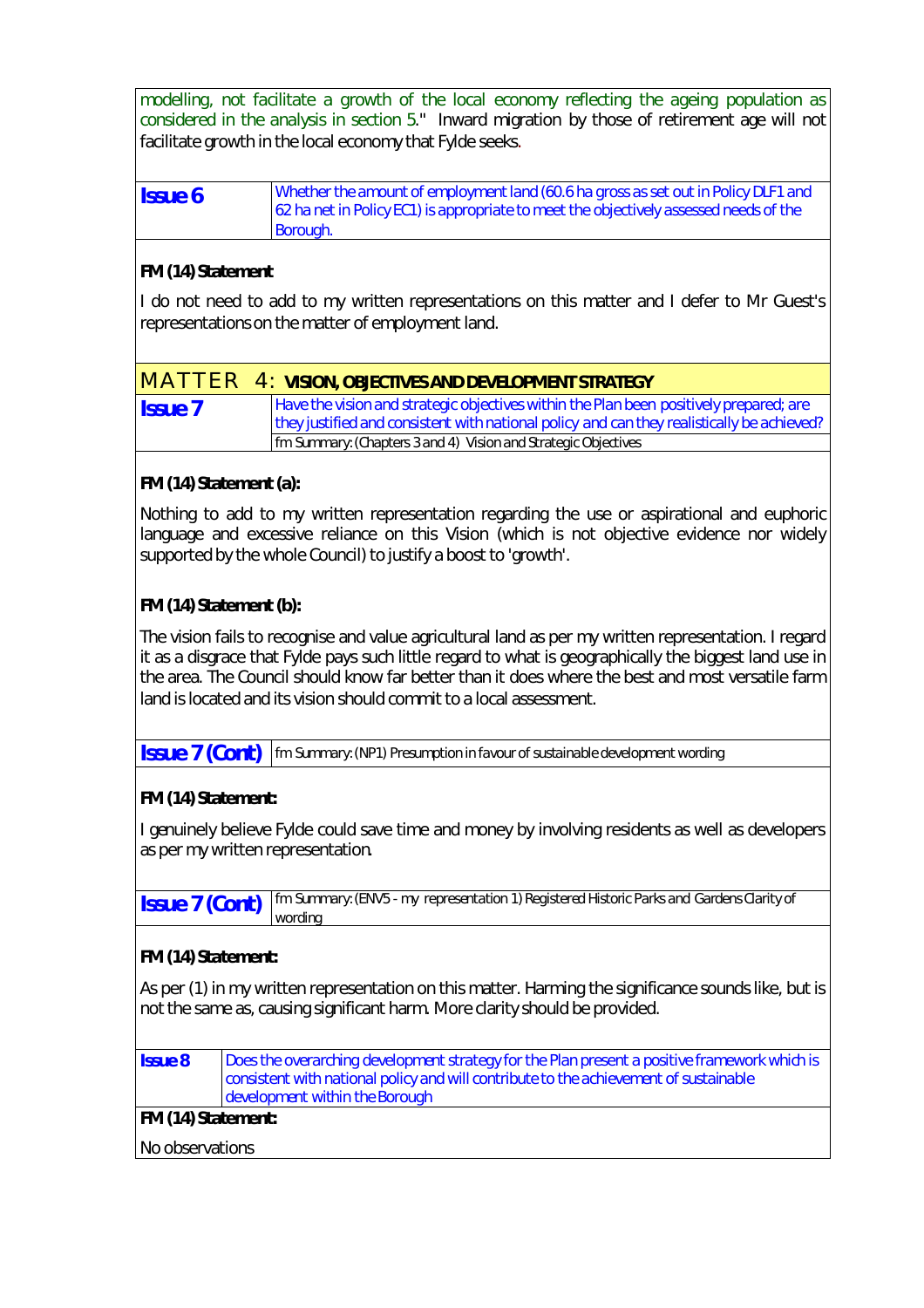modelling, not facilitate a growth of the local economy reflecting the ageing population as considered in the analysis in section 5." Inward migration by those of retirement age will not facilitate growth in the local economy that Fylde seeks.

| | |
|---|---|
| **Issue 6** | Whether the amount of employment land (60.6 ha gross as set out in Policy DLF1 and 62 ha net in Policy EC1) is appropriate to meet the objectively assessed needs of the Borough. |

**FM (14) Statement**

I do not need to add to my written representations on this matter and I defer to Mr Guest's representations on the matter of employment land.

## MATTER 4: VISION, OBJECTIVES AND DEVELOPMENT STRATEGY

| | |
|---|---|
| **Issue 7** | Have the vision and strategic objectives within the Plan been positively prepared; are they justified and consistent with national policy and can they realistically be achieved? |
| | fm Summary: (Chapters 3 and 4) Vision and Strategic Objectives |

**FM (14) Statement (a):**

Nothing to add to my written representation regarding the use or aspirational and euphoric language and excessive reliance on this Vision (which is not objective evidence nor widely supported by the whole Council) to justify a boost to 'growth'.

**FM (14) Statement (b):**

The vision fails to recognise and value agricultural land as per my written representation. I regard it as a disgrace that Fylde pays such little regard to what is geographically the biggest land use in the area. The Council should know far better than it does where the best and most versatile farm land is located and its vision should commit to a local assessment.

| | |
|---|---|
| **Issue 7 (Cont)** | fm Summary: (NP1) Presumption in favour of sustainable development wording |

**FM (14) Statement:**

I genuinely believe Fylde could save time and money by involving residents as well as developers as per my written representation.

| | |
|---|---|
| **Issue 7 (Cont)** | fm Summary: (ENV5 - my representation 1) Registered Historic Parks and Gardens Clarity of wording |

**FM (14) Statement:**

As per (1) in my written representation on this matter. Harming the significance sounds like, but is not the same as, causing significant harm. More clarity should be provided.

| | |
|---|---|
| **Issue 8** | Does the overarching development strategy for the Plan present a positive framework which is consistent with national policy and will contribute to the achievement of sustainable development within the Borough |

**FM (14) Statement:**

No observations